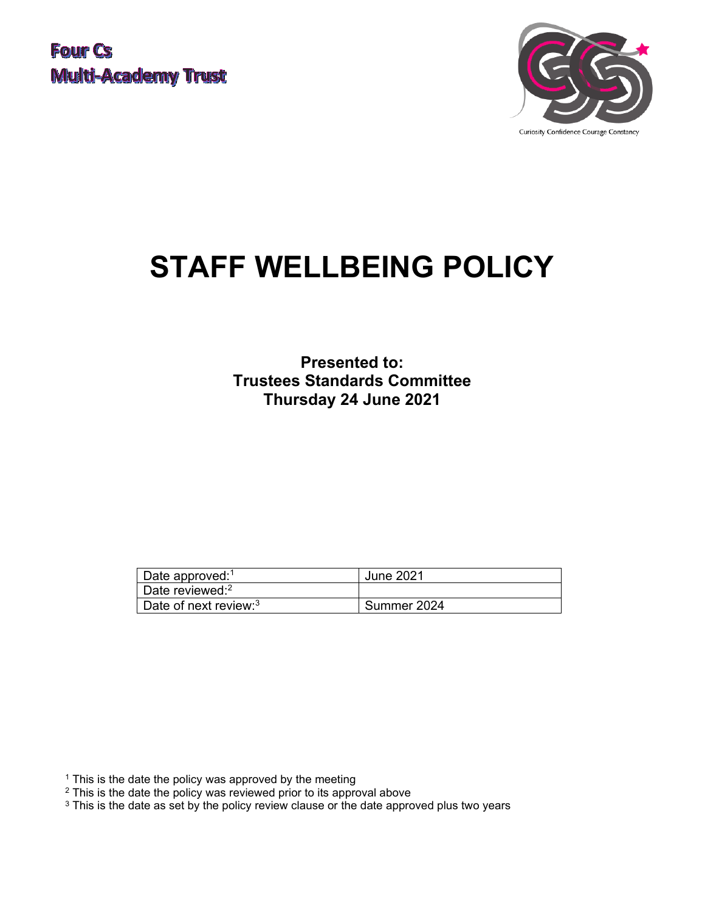Four Cs
Multi-Academy Trust

Curiosity Confidence Courage Constancy

# STAFF WELLBEING POLICY

**Presented to:**
**Trustees Standards Committee**
**Thursday 24 June 2021**

| Date approved:[1] | June 2021 |
|---|---|
| Date reviewed:[2] | |
| Date of next review:[3] | Summer 2024 |

[1] This is the date the policy was approved by the meeting
[2] This is the date the policy was reviewed prior to its approval above
[3] This is the date as set by the policy review clause or the date approved plus two years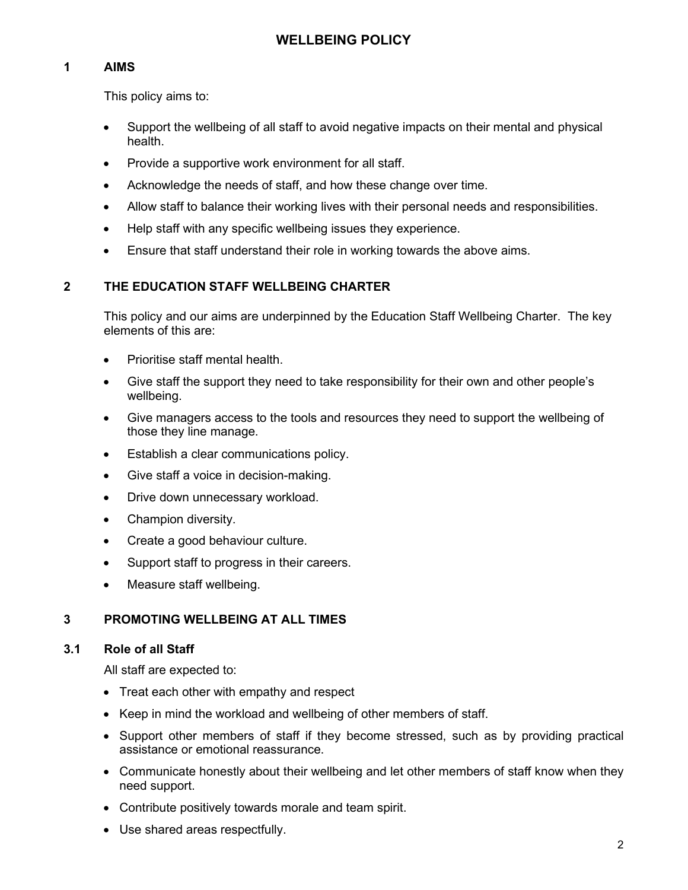# WELLBEING POLICY

## 1 AIMS

This policy aims to:

- Support the wellbeing of all staff to avoid negative impacts on their mental and physical health.
- Provide a supportive work environment for all staff.
- Acknowledge the needs of staff, and how these change over time.
- Allow staff to balance their working lives with their personal needs and responsibilities.
- Help staff with any specific wellbeing issues they experience.
- Ensure that staff understand their role in working towards the above aims.

## 2 THE EDUCATION STAFF WELLBEING CHARTER

This policy and our aims are underpinned by the Education Staff Wellbeing Charter. The key elements of this are:

- Prioritise staff mental health.
- Give staff the support they need to take responsibility for their own and other people's wellbeing.
- Give managers access to the tools and resources they need to support the wellbeing of those they line manage.
- Establish a clear communications policy.
- Give staff a voice in decision-making.
- Drive down unnecessary workload.
- Champion diversity.
- Create a good behaviour culture.
- Support staff to progress in their careers.
- Measure staff wellbeing.

## 3 PROMOTING WELLBEING AT ALL TIMES

### 3.1 Role of all Staff

All staff are expected to:

- Treat each other with empathy and respect
- Keep in mind the workload and wellbeing of other members of staff.
- Support other members of staff if they become stressed, such as by providing practical assistance or emotional reassurance.
- Communicate honestly about their wellbeing and let other members of staff know when they need support.
- Contribute positively towards morale and team spirit.
- Use shared areas respectfully.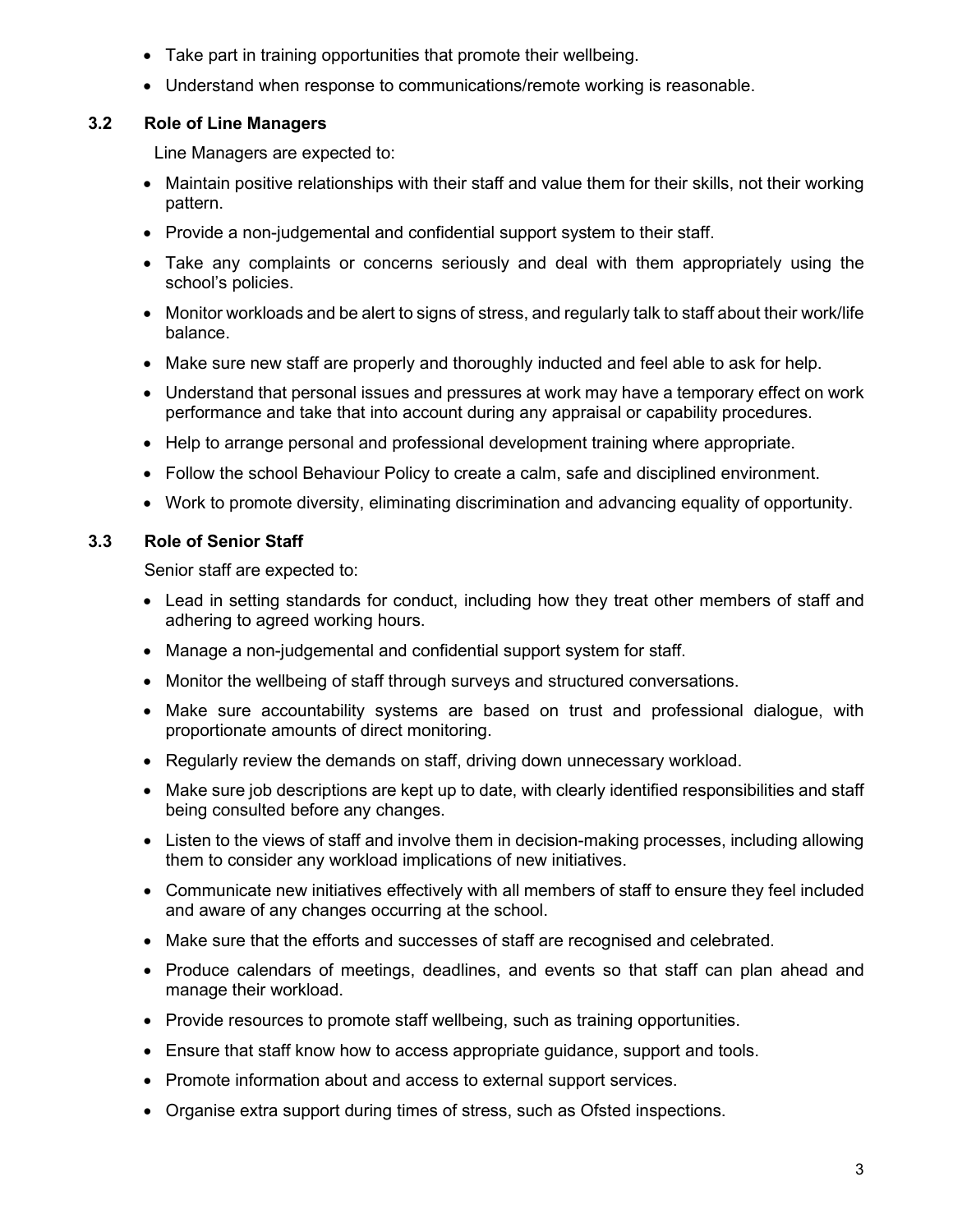- Take part in training opportunities that promote their wellbeing.
- Understand when response to communications/remote working is reasonable.

### 3.2 Role of Line Managers

Line Managers are expected to:

- Maintain positive relationships with their staff and value them for their skills, not their working pattern.
- Provide a non-judgemental and confidential support system to their staff.
- Take any complaints or concerns seriously and deal with them appropriately using the school's policies.
- Monitor workloads and be alert to signs of stress, and regularly talk to staff about their work/life balance.
- Make sure new staff are properly and thoroughly inducted and feel able to ask for help.
- Understand that personal issues and pressures at work may have a temporary effect on work performance and take that into account during any appraisal or capability procedures.
- Help to arrange personal and professional development training where appropriate.
- Follow the school Behaviour Policy to create a calm, safe and disciplined environment.
- Work to promote diversity, eliminating discrimination and advancing equality of opportunity.

### 3.3 Role of Senior Staff

Senior staff are expected to:

- Lead in setting standards for conduct, including how they treat other members of staff and adhering to agreed working hours.
- Manage a non-judgemental and confidential support system for staff.
- Monitor the wellbeing of staff through surveys and structured conversations.
- Make sure accountability systems are based on trust and professional dialogue, with proportionate amounts of direct monitoring.
- Regularly review the demands on staff, driving down unnecessary workload.
- Make sure job descriptions are kept up to date, with clearly identified responsibilities and staff being consulted before any changes.
- Listen to the views of staff and involve them in decision-making processes, including allowing them to consider any workload implications of new initiatives.
- Communicate new initiatives effectively with all members of staff to ensure they feel included and aware of any changes occurring at the school.
- Make sure that the efforts and successes of staff are recognised and celebrated.
- Produce calendars of meetings, deadlines, and events so that staff can plan ahead and manage their workload.
- Provide resources to promote staff wellbeing, such as training opportunities.
- Ensure that staff know how to access appropriate guidance, support and tools.
- Promote information about and access to external support services.
- Organise extra support during times of stress, such as Ofsted inspections.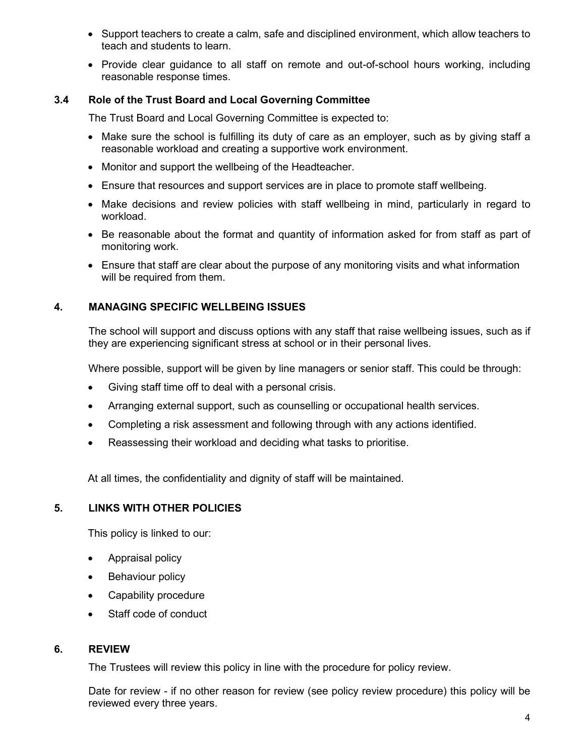- Support teachers to create a calm, safe and disciplined environment, which allow teachers to teach and students to learn.
- Provide clear guidance to all staff on remote and out-of-school hours working, including reasonable response times.

### 3.4 Role of the Trust Board and Local Governing Committee

The Trust Board and Local Governing Committee is expected to:

- Make sure the school is fulfilling its duty of care as an employer, such as by giving staff a reasonable workload and creating a supportive work environment.
- Monitor and support the wellbeing of the Headteacher.
- Ensure that resources and support services are in place to promote staff wellbeing.
- Make decisions and review policies with staff wellbeing in mind, particularly in regard to workload.
- Be reasonable about the format and quantity of information asked for from staff as part of monitoring work.
- Ensure that staff are clear about the purpose of any monitoring visits and what information will be required from them.

## 4. MANAGING SPECIFIC WELLBEING ISSUES

The school will support and discuss options with any staff that raise wellbeing issues, such as if they are experiencing significant stress at school or in their personal lives.

Where possible, support will be given by line managers or senior staff. This could be through:

- Giving staff time off to deal with a personal crisis.
- Arranging external support, such as counselling or occupational health services.
- Completing a risk assessment and following through with any actions identified.
- Reassessing their workload and deciding what tasks to prioritise.

At all times, the confidentiality and dignity of staff will be maintained.

## 5. LINKS WITH OTHER POLICIES

This policy is linked to our:

- Appraisal policy
- Behaviour policy
- Capability procedure
- Staff code of conduct

## 6. REVIEW

The Trustees will review this policy in line with the procedure for policy review.

Date for review - if no other reason for review (see policy review procedure) this policy will be reviewed every three years.